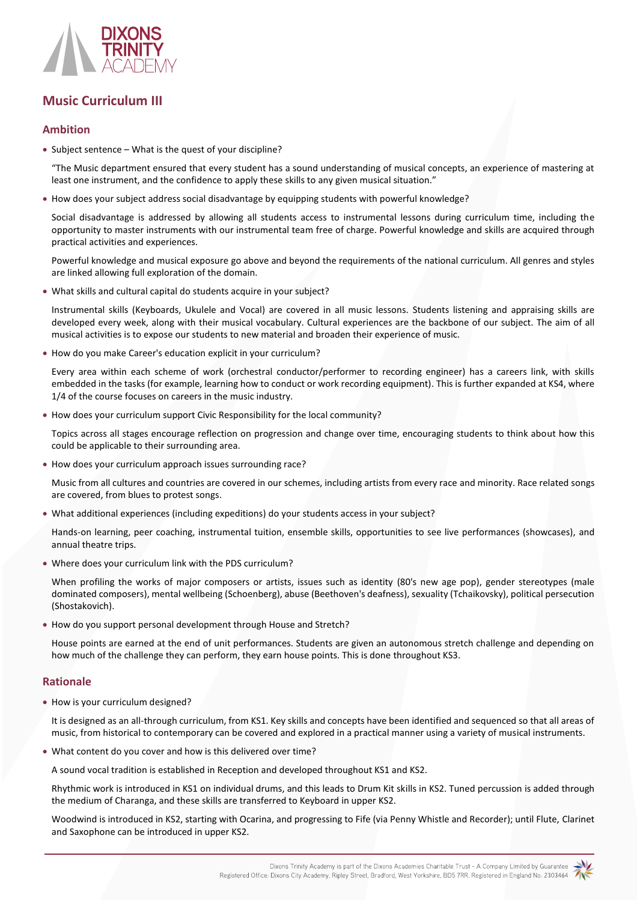# Music Curriculum III

## Ambition

- Subject sentence – What is the quest of your discipline?

  "The Music department ensured that every student has a sound understanding of musical concepts, an experience of mastering at least one instrument, and the confidence to apply these skills to any given musical situation."

- How does your subject address social disadvantage by equipping students with powerful knowledge?

  Social disadvantage is addressed by allowing all students access to instrumental lessons during curriculum time, including the opportunity to master instruments with our instrumental team free of charge. Powerful knowledge and skills are acquired through practical activities and experiences.

  Powerful knowledge and musical exposure go above and beyond the requirements of the national curriculum. All genres and styles are linked allowing full exploration of the domain.

- What skills and cultural capital do students acquire in your subject?

  Instrumental skills (Keyboards, Ukulele and Vocal) are covered in all music lessons. Students listening and appraising skills are developed every week, along with their musical vocabulary. Cultural experiences are the backbone of our subject. The aim of all musical activities is to expose our students to new material and broaden their experience of music.

- How do you make Career's education explicit in your curriculum?

  Every area within each scheme of work (orchestral conductor/performer to recording engineer) has a careers link, with skills embedded in the tasks (for example, learning how to conduct or work recording equipment). This is further expanded at KS4, where 1/4 of the course focuses on careers in the music industry.

- How does your curriculum support Civic Responsibility for the local community?

  Topics across all stages encourage reflection on progression and change over time, encouraging students to think about how this could be applicable to their surrounding area.

- How does your curriculum approach issues surrounding race?

  Music from all cultures and countries are covered in our schemes, including artists from every race and minority. Race related songs are covered, from blues to protest songs.

- What additional experiences (including expeditions) do your students access in your subject?

  Hands-on learning, peer coaching, instrumental tuition, ensemble skills, opportunities to see live performances (showcases), and annual theatre trips.

- Where does your curriculum link with the PDS curriculum?

  When profiling the works of major composers or artists, issues such as identity (80's new age pop), gender stereotypes (male dominated composers), mental wellbeing (Schoenberg), abuse (Beethoven's deafness), sexuality (Tchaikovsky), political persecution (Shostakovich).

- How do you support personal development through House and Stretch?

  House points are earned at the end of unit performances. Students are given an autonomous stretch challenge and depending on how much of the challenge they can perform, they earn house points. This is done throughout KS3.

## Rationale

- How is your curriculum designed?

  It is designed as an all-through curriculum, from KS1. Key skills and concepts have been identified and sequenced so that all areas of music, from historical to contemporary can be covered and explored in a practical manner using a variety of musical instruments.

- What content do you cover and how is this delivered over time?

  A sound vocal tradition is established in Reception and developed throughout KS1 and KS2.

  Rhythmic work is introduced in KS1 on individual drums, and this leads to Drum Kit skills in KS2. Tuned percussion is added through the medium of Charanga, and these skills are transferred to Keyboard in upper KS2.

  Woodwind is introduced in KS2, starting with Ocarina, and progressing to Fife (via Penny Whistle and Recorder); until Flute, Clarinet and Saxophone can be introduced in upper KS2.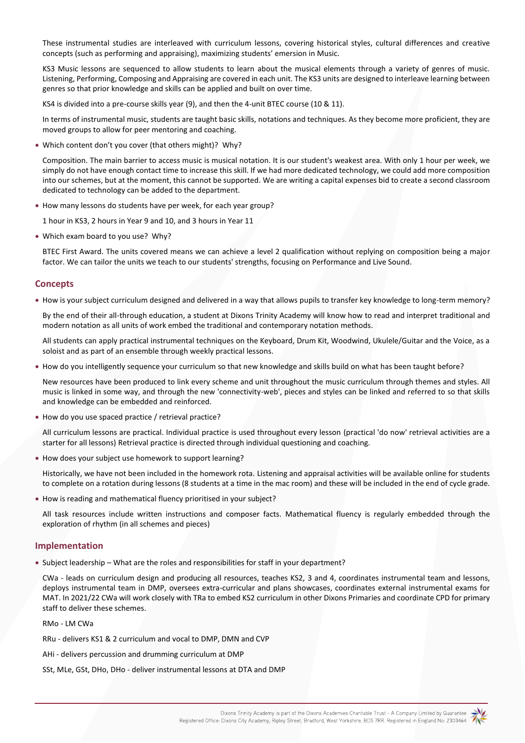These instrumental studies are interleaved with curriculum lessons, covering historical styles, cultural differences and creative concepts (such as performing and appraising), maximizing students' emersion in Music.

KS3 Music lessons are sequenced to allow students to learn about the musical elements through a variety of genres of music. Listening, Performing, Composing and Appraising are covered in each unit. The KS3 units are designed to interleave learning between genres so that prior knowledge and skills can be applied and built on over time.

KS4 is divided into a pre-course skills year (9), and then the 4-unit BTEC course (10 & 11).

In terms of instrumental music, students are taught basic skills, notations and techniques. As they become more proficient, they are moved groups to allow for peer mentoring and coaching.

- Which content don't you cover (that others might)? Why?

  Composition. The main barrier to access music is musical notation. It is our student's weakest area. With only 1 hour per week, we simply do not have enough contact time to increase this skill. If we had more dedicated technology, we could add more composition into our schemes, but at the moment, this cannot be supported. We are writing a capital expenses bid to create a second classroom dedicated to technology can be added to the department.

- How many lessons do students have per week, for each year group?

  1 hour in KS3, 2 hours in Year 9 and 10, and 3 hours in Year 11

- Which exam board to you use? Why?

  BTEC First Award. The units covered means we can achieve a level 2 qualification without replying on composition being a major factor. We can tailor the units we teach to our students' strengths, focusing on Performance and Live Sound.

## Concepts

- How is your subject curriculum designed and delivered in a way that allows pupils to transfer key knowledge to long-term memory?

  By the end of their all-through education, a student at Dixons Trinity Academy will know how to read and interpret traditional and modern notation as all units of work embed the traditional and contemporary notation methods.

  All students can apply practical instrumental techniques on the Keyboard, Drum Kit, Woodwind, Ukulele/Guitar and the Voice, as a soloist and as part of an ensemble through weekly practical lessons.

- How do you intelligently sequence your curriculum so that new knowledge and skills build on what has been taught before?

  New resources have been produced to link every scheme and unit throughout the music curriculum through themes and styles. All music is linked in some way, and through the new 'connectivity-web', pieces and styles can be linked and referred to so that skills and knowledge can be embedded and reinforced.

- How do you use spaced practice / retrieval practice?

  All curriculum lessons are practical. Individual practice is used throughout every lesson (practical 'do now' retrieval activities are a starter for all lessons) Retrieval practice is directed through individual questioning and coaching.

- How does your subject use homework to support learning?

  Historically, we have not been included in the homework rota. Listening and appraisal activities will be available online for students to complete on a rotation during lessons (8 students at a time in the mac room) and these will be included in the end of cycle grade.

- How is reading and mathematical fluency prioritised in your subject?

  All task resources include written instructions and composer facts. Mathematical fluency is regularly embedded through the exploration of rhythm (in all schemes and pieces)

## Implementation

- Subject leadership – What are the roles and responsibilities for staff in your department?

  CWa - leads on curriculum design and producing all resources, teaches KS2, 3 and 4, coordinates instrumental team and lessons, deploys instrumental team in DMP, oversees extra-curricular and plans showcases, coordinates external instrumental exams for MAT. In 2021/22 CWa will work closely with TRa to embed KS2 curriculum in other Dixons Primaries and coordinate CPD for primary staff to deliver these schemes.

  RMo - LM CWa

  RRu - delivers KS1 & 2 curriculum and vocal to DMP, DMN and CVP

  AHi - delivers percussion and drumming curriculum at DMP

  SSt, MLe, GSt, DHo, DHo - deliver instrumental lessons at DTA and DMP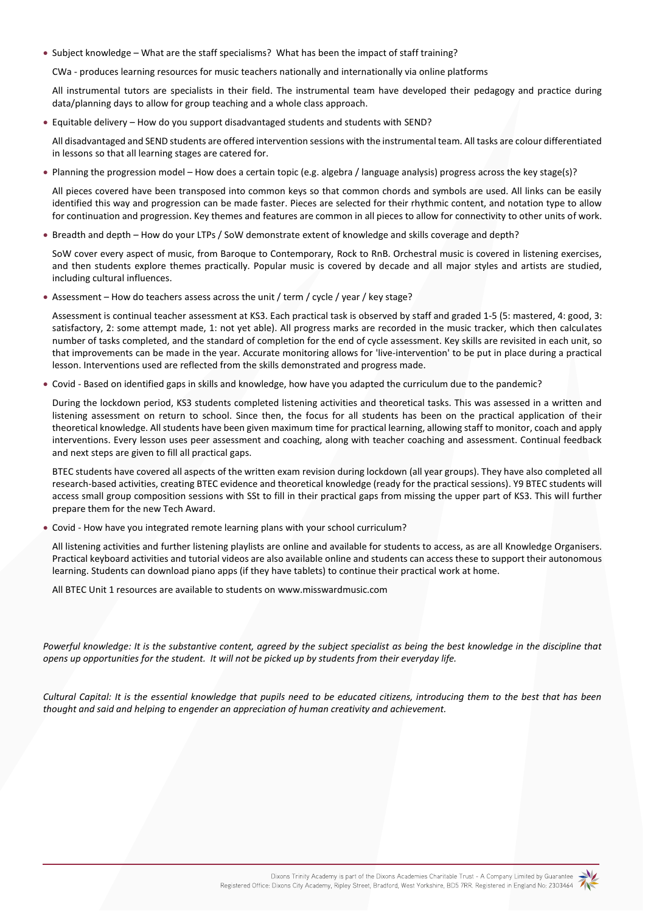- Subject knowledge – What are the staff specialisms? What has been the impact of staff training?

  CWa - produces learning resources for music teachers nationally and internationally via online platforms

  All instrumental tutors are specialists in their field. The instrumental team have developed their pedagogy and practice during data/planning days to allow for group teaching and a whole class approach.

- Equitable delivery – How do you support disadvantaged students and students with SEND?

  All disadvantaged and SEND students are offered intervention sessions with the instrumental team. All tasks are colour differentiated in lessons so that all learning stages are catered for.

- Planning the progression model – How does a certain topic (e.g. algebra / language analysis) progress across the key stage(s)?

  All pieces covered have been transposed into common keys so that common chords and symbols are used. All links can be easily identified this way and progression can be made faster. Pieces are selected for their rhythmic content, and notation type to allow for continuation and progression. Key themes and features are common in all pieces to allow for connectivity to other units of work.

- Breadth and depth – How do your LTPs / SoW demonstrate extent of knowledge and skills coverage and depth?

  SoW cover every aspect of music, from Baroque to Contemporary, Rock to RnB. Orchestral music is covered in listening exercises, and then students explore themes practically. Popular music is covered by decade and all major styles and artists are studied, including cultural influences.

- Assessment – How do teachers assess across the unit / term / cycle / year / key stage?

  Assessment is continual teacher assessment at KS3. Each practical task is observed by staff and graded 1-5 (5: mastered, 4: good, 3: satisfactory, 2: some attempt made, 1: not yet able). All progress marks are recorded in the music tracker, which then calculates number of tasks completed, and the standard of completion for the end of cycle assessment. Key skills are revisited in each unit, so that improvements can be made in the year. Accurate monitoring allows for 'live-intervention' to be put in place during a practical lesson. Interventions used are reflected from the skills demonstrated and progress made.

- Covid - Based on identified gaps in skills and knowledge, how have you adapted the curriculum due to the pandemic?

  During the lockdown period, KS3 students completed listening activities and theoretical tasks. This was assessed in a written and listening assessment on return to school. Since then, the focus for all students has been on the practical application of their theoretical knowledge. All students have been given maximum time for practical learning, allowing staff to monitor, coach and apply interventions. Every lesson uses peer assessment and coaching, along with teacher coaching and assessment. Continual feedback and next steps are given to fill all practical gaps.

  BTEC students have covered all aspects of the written exam revision during lockdown (all year groups). They have also completed all research-based activities, creating BTEC evidence and theoretical knowledge (ready for the practical sessions). Y9 BTEC students will access small group composition sessions with SSt to fill in their practical gaps from missing the upper part of KS3. This will further prepare them for the new Tech Award.

- Covid - How have you integrated remote learning plans with your school curriculum?

  All listening activities and further listening playlists are online and available for students to access, as are all Knowledge Organisers. Practical keyboard activities and tutorial videos are also available online and students can access these to support their autonomous learning. Students can download piano apps (if they have tablets) to continue their practical work at home.

  All BTEC Unit 1 resources are available to students on www.misswardmusic.com

*Powerful knowledge: It is the substantive content, agreed by the subject specialist as being the best knowledge in the discipline that opens up opportunities for the student. It will not be picked up by students from their everyday life.*

*Cultural Capital: It is the essential knowledge that pupils need to be educated citizens, introducing them to the best that has been thought and said and helping to engender an appreciation of human creativity and achievement.*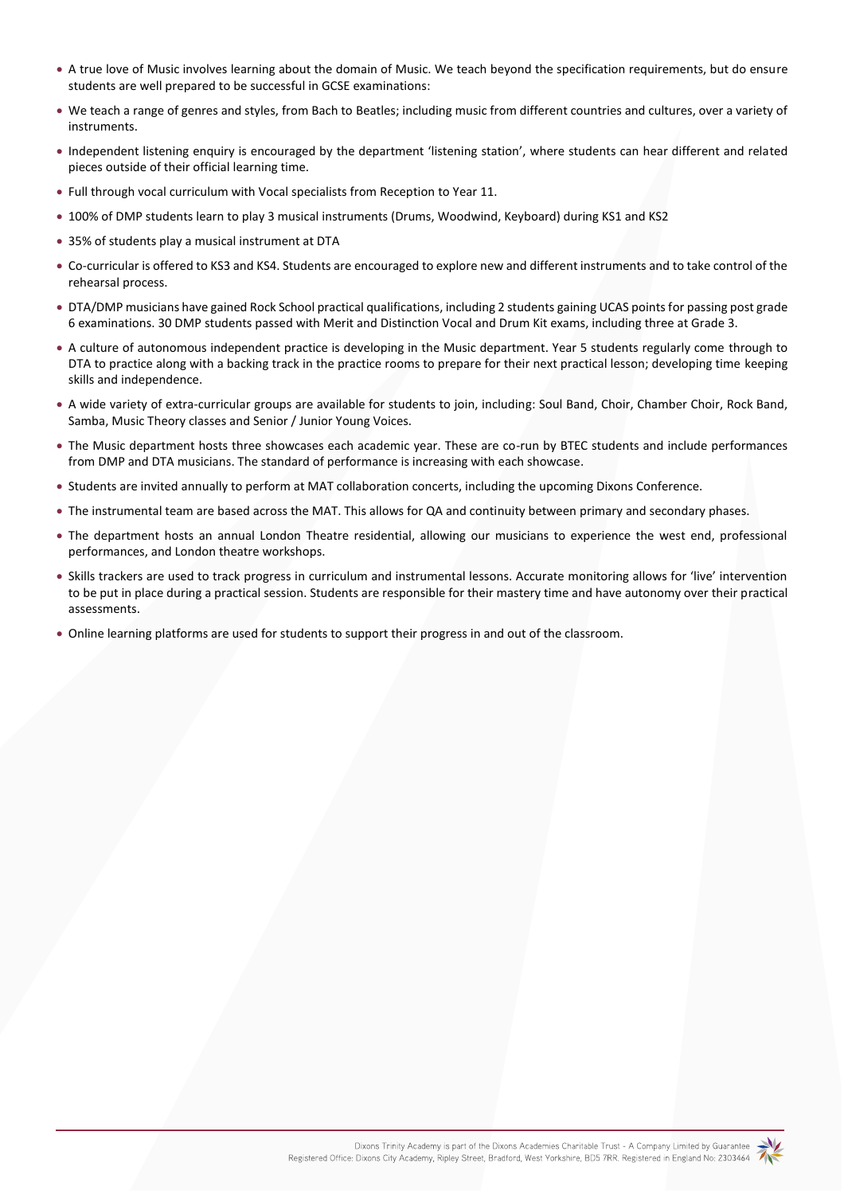- A true love of Music involves learning about the domain of Music. We teach beyond the specification requirements, but do ensure students are well prepared to be successful in GCSE examinations:
- We teach a range of genres and styles, from Bach to Beatles; including music from different countries and cultures, over a variety of instruments.
- Independent listening enquiry is encouraged by the department 'listening station', where students can hear different and related pieces outside of their official learning time.
- Full through vocal curriculum with Vocal specialists from Reception to Year 11.
- 100% of DMP students learn to play 3 musical instruments (Drums, Woodwind, Keyboard) during KS1 and KS2
- 35% of students play a musical instrument at DTA
- Co-curricular is offered to KS3 and KS4. Students are encouraged to explore new and different instruments and to take control of the rehearsal process.
- DTA/DMP musicians have gained Rock School practical qualifications, including 2 students gaining UCAS points for passing post grade 6 examinations. 30 DMP students passed with Merit and Distinction Vocal and Drum Kit exams, including three at Grade 3.
- A culture of autonomous independent practice is developing in the Music department. Year 5 students regularly come through to DTA to practice along with a backing track in the practice rooms to prepare for their next practical lesson; developing time keeping skills and independence.
- A wide variety of extra-curricular groups are available for students to join, including: Soul Band, Choir, Chamber Choir, Rock Band, Samba, Music Theory classes and Senior / Junior Young Voices.
- The Music department hosts three showcases each academic year. These are co-run by BTEC students and include performances from DMP and DTA musicians. The standard of performance is increasing with each showcase.
- Students are invited annually to perform at MAT collaboration concerts, including the upcoming Dixons Conference.
- The instrumental team are based across the MAT. This allows for QA and continuity between primary and secondary phases.
- The department hosts an annual London Theatre residential, allowing our musicians to experience the west end, professional performances, and London theatre workshops.
- Skills trackers are used to track progress in curriculum and instrumental lessons. Accurate monitoring allows for 'live' intervention to be put in place during a practical session. Students are responsible for their mastery time and have autonomy over their practical assessments.
- Online learning platforms are used for students to support their progress in and out of the classroom.